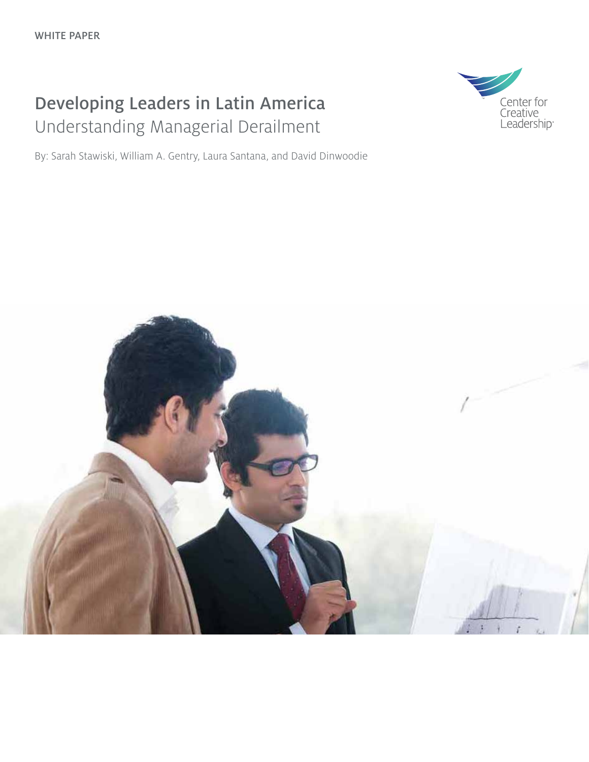WHITE PAPER

# Developing Leaders in Latin America

## Understanding Managerial Derailment

By: Sarah Stawiski, William A. Gentry, Laura Santana, and David Dinwoodie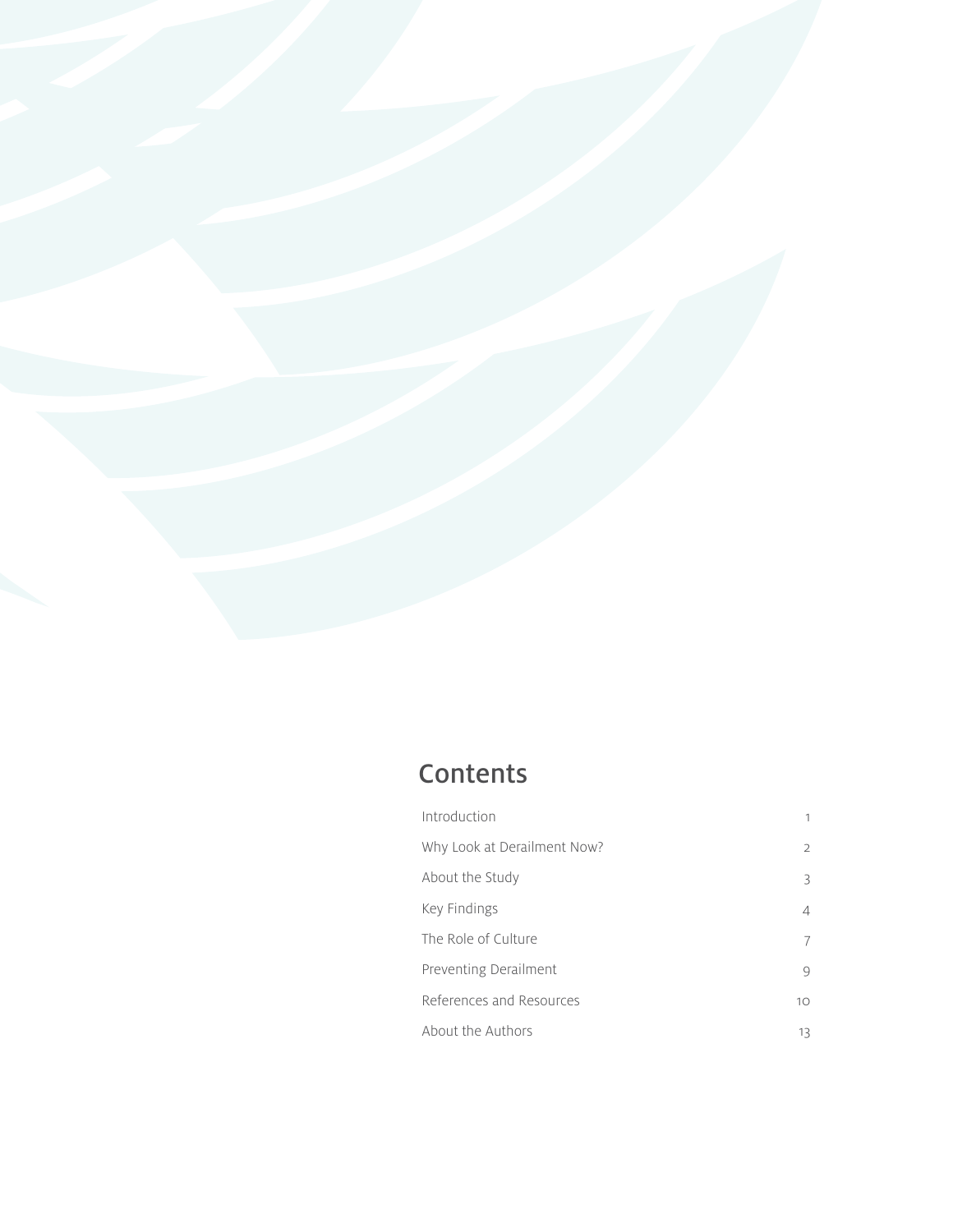# Contents

| | |
|---|---|
| Introduction | 1 |
| Why Look at Derailment Now? | 2 |
| About the Study | 3 |
| Key Findings | 4 |
| The Role of Culture | 7 |
| Preventing Derailment | 9 |
| References and Resources | 10 |
| About the Authors | 13 |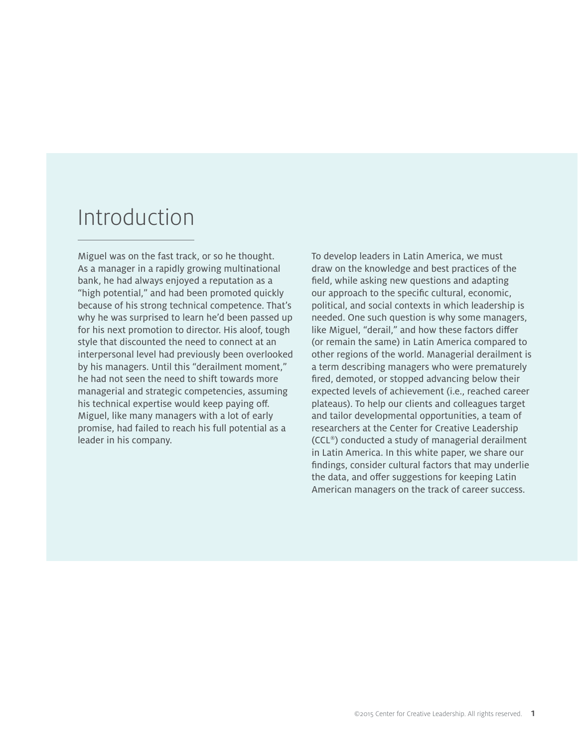# Introduction

Miguel was on the fast track, or so he thought. As a manager in a rapidly growing multinational bank, he had always enjoyed a reputation as a "high potential," and had been promoted quickly because of his strong technical competence. That's why he was surprised to learn he'd been passed up for his next promotion to director. His aloof, tough style that discounted the need to connect at an interpersonal level had previously been overlooked by his managers. Until this "derailment moment," he had not seen the need to shift towards more managerial and strategic competencies, assuming his technical expertise would keep paying off. Miguel, like many managers with a lot of early promise, had failed to reach his full potential as a leader in his company.

To develop leaders in Latin America, we must draw on the knowledge and best practices of the field, while asking new questions and adapting our approach to the specific cultural, economic, political, and social contexts in which leadership is needed. One such question is why some managers, like Miguel, "derail," and how these factors differ (or remain the same) in Latin America compared to other regions of the world. Managerial derailment is a term describing managers who were prematurely fired, demoted, or stopped advancing below their expected levels of achievement (i.e., reached career plateaus). To help our clients and colleagues target and tailor developmental opportunities, a team of researchers at the Center for Creative Leadership (CCL®) conducted a study of managerial derailment in Latin America. In this white paper, we share our findings, consider cultural factors that may underlie the data, and offer suggestions for keeping Latin American managers on the track of career success.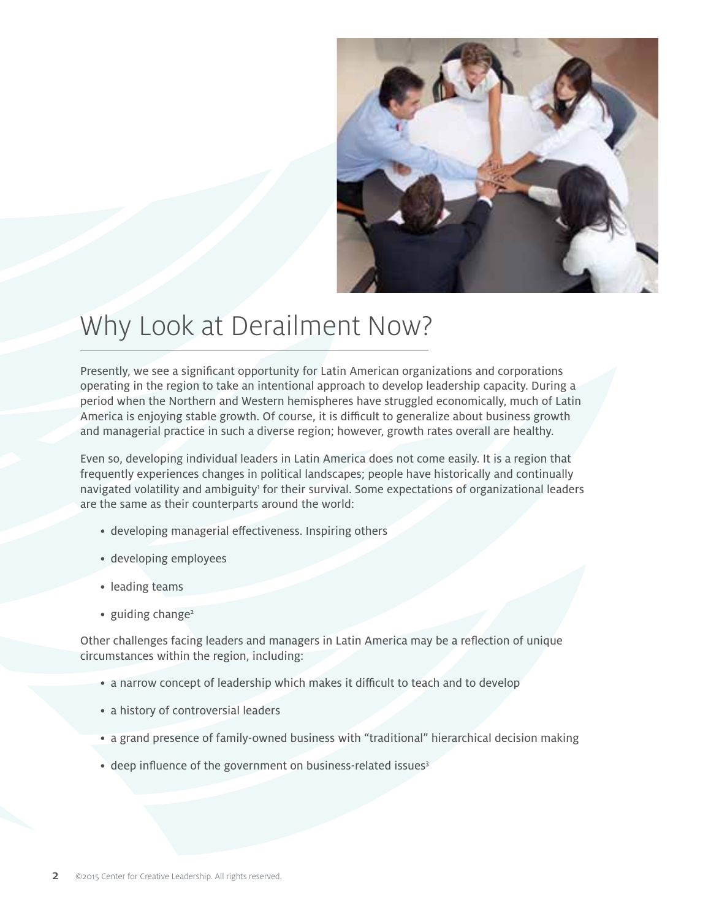# Why Look at Derailment Now?

Presently, we see a significant opportunity for Latin American organizations and corporations operating in the region to take an intentional approach to develop leadership capacity. During a period when the Northern and Western hemispheres have struggled economically, much of Latin America is enjoying stable growth. Of course, it is difficult to generalize about business growth and managerial practice in such a diverse region; however, growth rates overall are healthy.

Even so, developing individual leaders in Latin America does not come easily. It is a region that frequently experiences changes in political landscapes; people have historically and continually navigated volatility and ambiguity[1] for their survival. Some expectations of organizational leaders are the same as their counterparts around the world:

- developing managerial effectiveness. Inspiring others
- developing employees
- leading teams
- guiding change[2]

Other challenges facing leaders and managers in Latin America may be a reflection of unique circumstances within the region, including:

- a narrow concept of leadership which makes it difficult to teach and to develop
- a history of controversial leaders
- a grand presence of family-owned business with "traditional" hierarchical decision making
- deep influence of the government on business-related issues[3]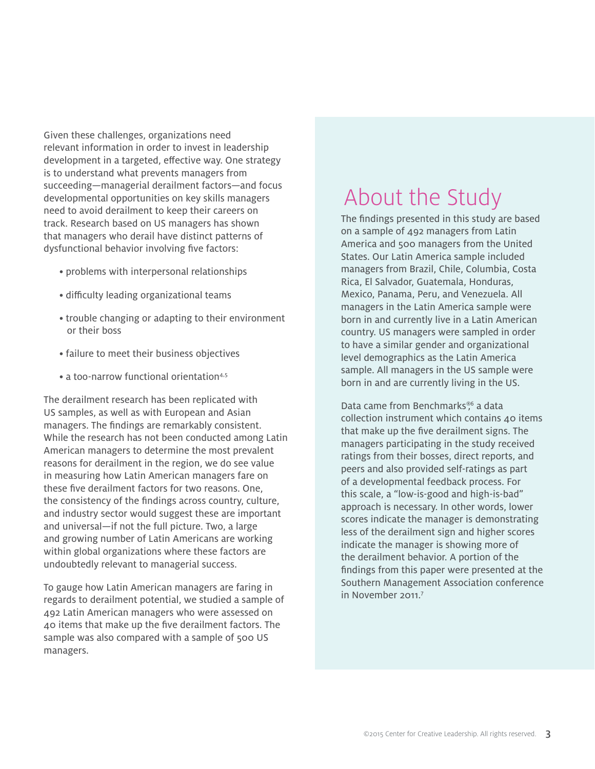Given these challenges, organizations need relevant information in order to invest in leadership development in a targeted, effective way. One strategy is to understand what prevents managers from succeeding—managerial derailment factors—and focus developmental opportunities on key skills managers need to avoid derailment to keep their careers on track. Research based on US managers has shown that managers who derail have distinct patterns of dysfunctional behavior involving five factors:

- problems with interpersonal relationships
- difficulty leading organizational teams
- trouble changing or adapting to their environment or their boss
- failure to meet their business objectives
- a too-narrow functional orientation[4,5]

The derailment research has been replicated with US samples, as well as with European and Asian managers. The findings are remarkably consistent. While the research has not been conducted among Latin American managers to determine the most prevalent reasons for derailment in the region, we do see value in measuring how Latin American managers fare on these five derailment factors for two reasons. One, the consistency of the findings across country, culture, and industry sector would suggest these are important and universal—if not the full picture. Two, a large and growing number of Latin Americans are working within global organizations where these factors are undoubtedly relevant to managerial success.

To gauge how Latin American managers are faring in regards to derailment potential, we studied a sample of 492 Latin American managers who were assessed on 40 items that make up the five derailment factors. The sample was also compared with a sample of 500 US managers.

## About the Study

The findings presented in this study are based on a sample of 492 managers from Latin America and 500 managers from the United States. Our Latin America sample included managers from Brazil, Chile, Columbia, Costa Rica, El Salvador, Guatemala, Honduras, Mexico, Panama, Peru, and Venezuela. All managers in the Latin America sample were born in and currently live in a Latin American country. US managers were sampled in order to have a similar gender and organizational level demographics as the Latin America sample. All managers in the US sample were born in and are currently living in the US.

Data came from Benchmarks®,[6] a data collection instrument which contains 40 items that make up the five derailment signs. The managers participating in the study received ratings from their bosses, direct reports, and peers and also provided self-ratings as part of a developmental feedback process. For this scale, a "low-is-good and high-is-bad" approach is necessary. In other words, lower scores indicate the manager is demonstrating less of the derailment sign and higher scores indicate the manager is showing more of the derailment behavior. A portion of the findings from this paper were presented at the Southern Management Association conference in November 2011.[7]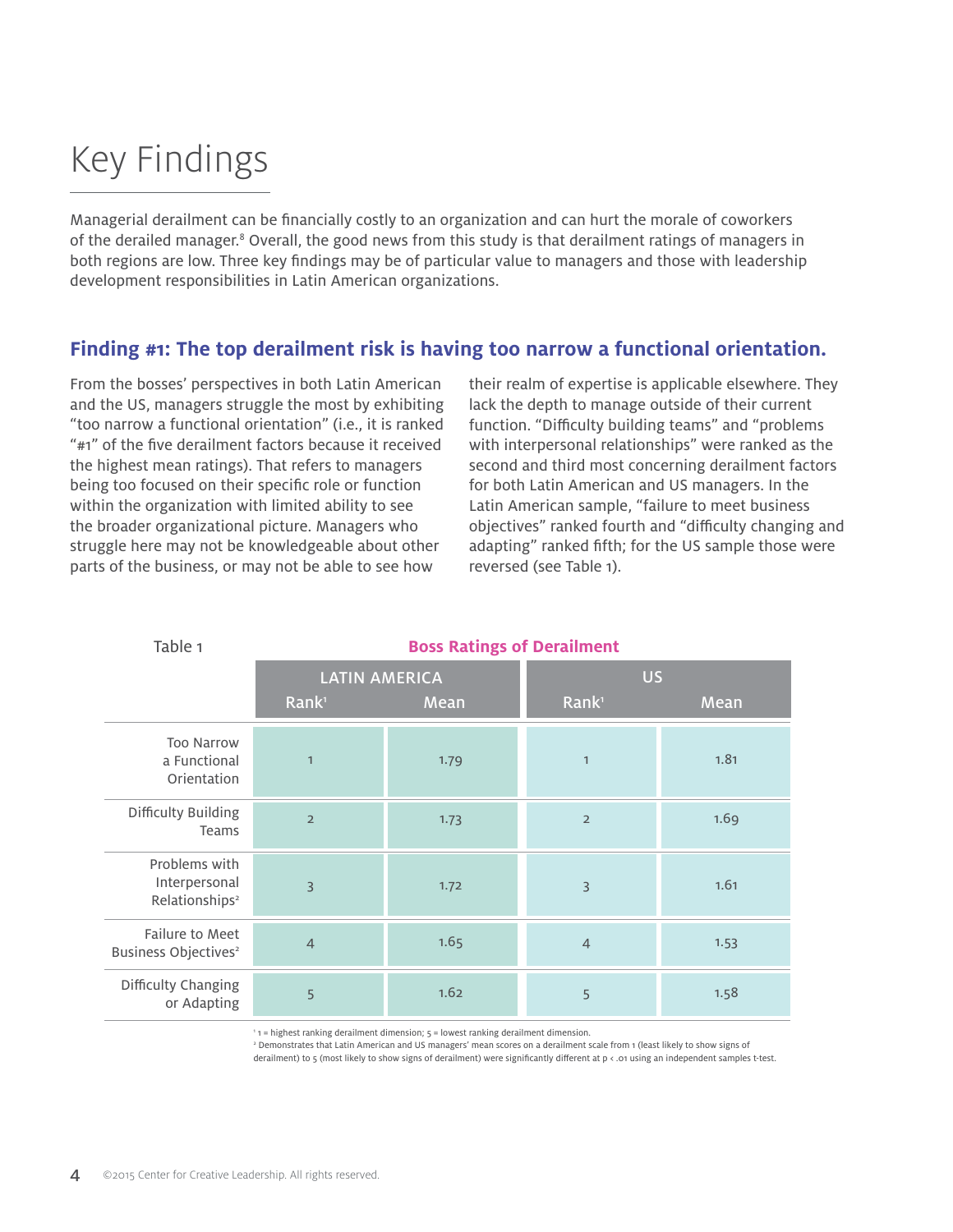# Key Findings

Managerial derailment can be financially costly to an organization and can hurt the morale of coworkers of the derailed manager.[8] Overall, the good news from this study is that derailment ratings of managers in both regions are low. Three key findings may be of particular value to managers and those with leadership development responsibilities in Latin American organizations.

## Finding #1: The top derailment risk is having too narrow a functional orientation.

From the bosses' perspectives in both Latin American and the US, managers struggle the most by exhibiting "too narrow a functional orientation" (i.e., it is ranked "#1" of the five derailment factors because it received the highest mean ratings). That refers to managers being too focused on their specific role or function within the organization with limited ability to see the broader organizational picture. Managers who struggle here may not be knowledgeable about other parts of the business, or may not be able to see how their realm of expertise is applicable elsewhere. They lack the depth to manage outside of their current function. "Difficulty building teams" and "problems with interpersonal relationships" were ranked as the second and third most concerning derailment factors for both Latin American and US managers. In the Latin American sample, "failure to meet business objectives" ranked fourth and "difficulty changing and adapting" ranked fifth; for the US sample those were reversed (see Table 1).

Table 1 **Boss Ratings of Derailment**

| | LATIN AMERICA | | US | |
|---|---|---|---|---|
| | Rank[1] | Mean | Rank[1] | Mean |
| Too Narrow a Functional Orientation | 1 | 1.79 | 1 | 1.81 |
| Difficulty Building Teams | 2 | 1.73 | 2 | 1.69 |
| Problems with Interpersonal Relationships[2] | 3 | 1.72 | 3 | 1.61 |
| Failure to Meet Business Objectives[2] | 4 | 1.65 | 4 | 1.53 |
| Difficulty Changing or Adapting | 5 | 1.62 | 5 | 1.58 |

[1] 1 = highest ranking derailment dimension; 5 = lowest ranking derailment dimension.
[2] Demonstrates that Latin American and US managers' mean scores on a derailment scale from 1 (least likely to show signs of derailment) to 5 (most likely to show signs of derailment) were significantly different at $p < .01$ using an independent samples t-test.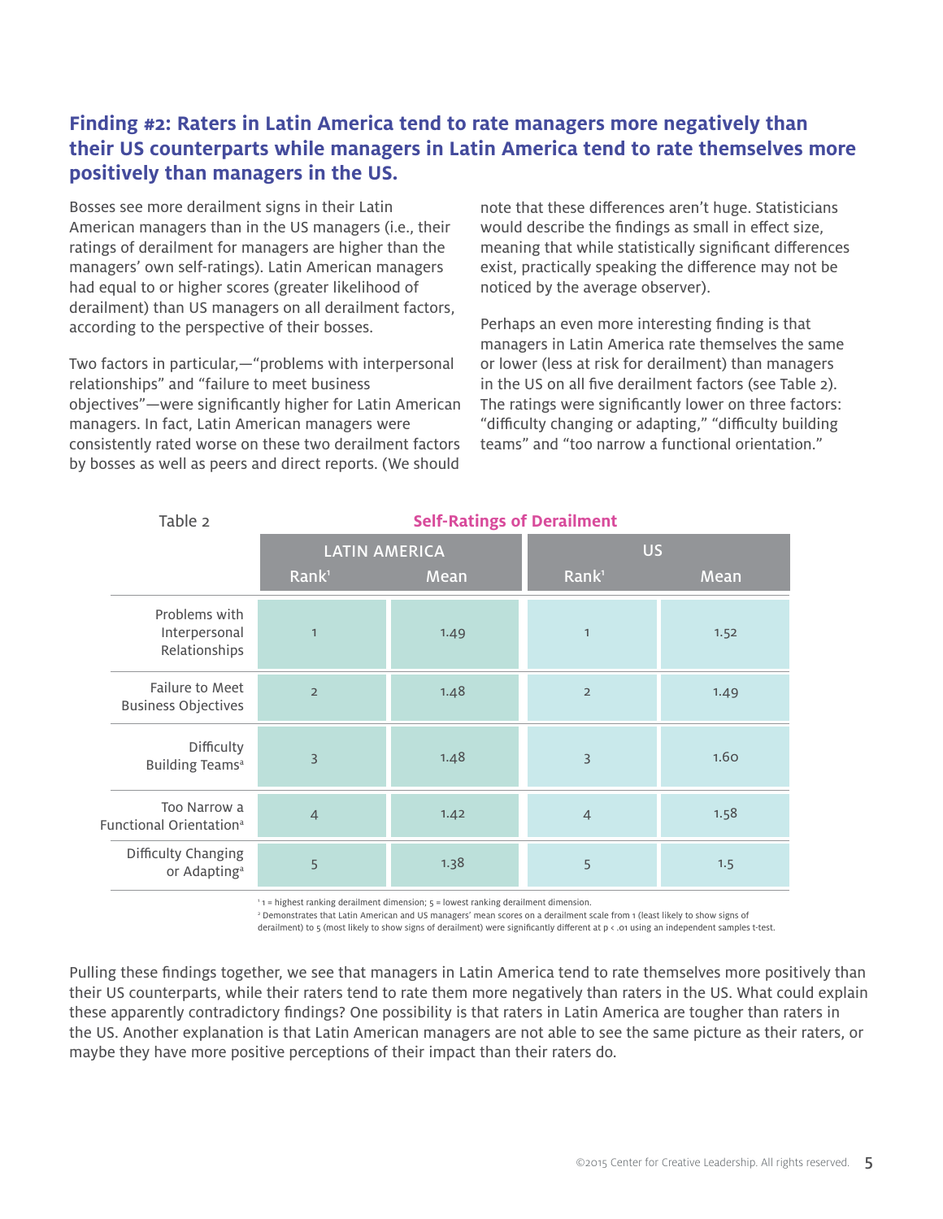## Finding #2: Raters in Latin America tend to rate managers more negatively than their US counterparts while managers in Latin America tend to rate themselves more positively than managers in the US.

Bosses see more derailment signs in their Latin American managers than in the US managers (i.e., their ratings of derailment for managers are higher than the managers' own self-ratings). Latin American managers had equal to or higher scores (greater likelihood of derailment) than US managers on all derailment factors, according to the perspective of their bosses.

Two factors in particular,—"problems with interpersonal relationships" and "failure to meet business objectives"—were significantly higher for Latin American managers. In fact, Latin American managers were consistently rated worse on these two derailment factors by bosses as well as peers and direct reports. (We should note that these differences aren't huge. Statisticians would describe the findings as small in effect size, meaning that while statistically significant differences exist, practically speaking the difference may not be noticed by the average observer).

Perhaps an even more interesting finding is that managers in Latin America rate themselves the same or lower (less at risk for derailment) than managers in the US on all five derailment factors (see Table 2). The ratings were significantly lower on three factors: "difficulty changing or adapting," "difficulty building teams" and "too narrow a functional orientation."

Table 2 **Self-Ratings of Derailment**

| | LATIN AMERICA | | US | |
|---|---|---|---|---|
| | Rank[1] | Mean | Rank[1] | Mean |
| Problems with Interpersonal Relationships | 1 | 1.49 | 1 | 1.52 |
| Failure to Meet Business Objectives | 2 | 1.48 | 2 | 1.49 |
| Difficulty Building Teams[a] | 3 | 1.48 | 3 | 1.60 |
| Too Narrow a Functional Orientation[a] | 4 | 1.42 | 4 | 1.58 |
| Difficulty Changing or Adapting[a] | 5 | 1.38 | 5 | 1.5 |

[1] 1 = highest ranking derailment dimension; 5 = lowest ranking derailment dimension.
[a] Demonstrates that Latin American and US managers' mean scores on a derailment scale from 1 (least likely to show signs of derailment) to 5 (most likely to show signs of derailment) were significantly different at $p < .01$ using an independent samples t-test.

Pulling these findings together, we see that managers in Latin America tend to rate themselves more positively than their US counterparts, while their raters tend to rate them more negatively than raters in the US. What could explain these apparently contradictory findings? One possibility is that raters in Latin America are tougher than raters in the US. Another explanation is that Latin American managers are not able to see the same picture as their raters, or maybe they have more positive perceptions of their impact than their raters do.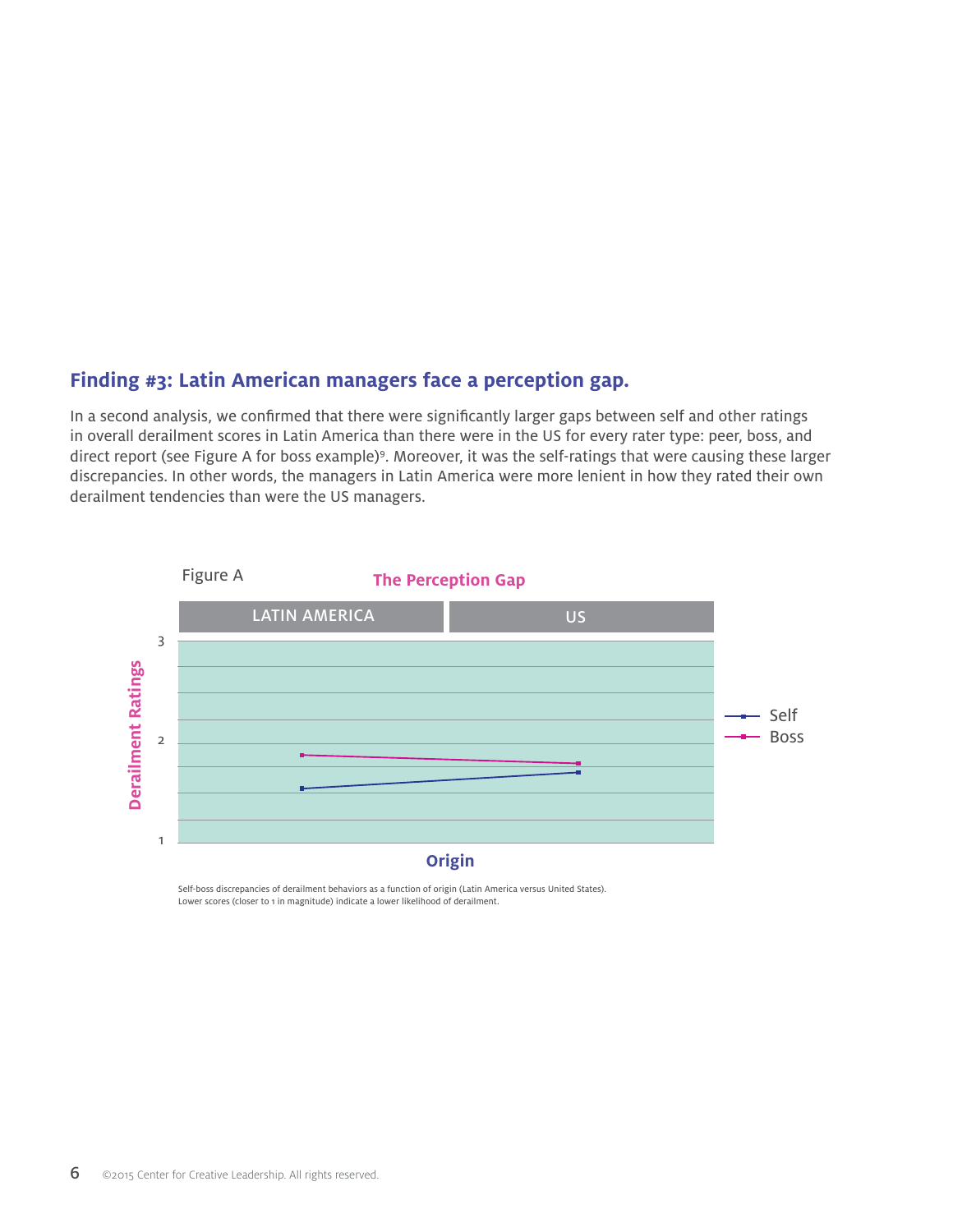## Finding #3: Latin American managers face a perception gap.

In a second analysis, we confirmed that there were significantly larger gaps between self and other ratings in overall derailment scores in Latin America than there were in the US for every rater type: peer, boss, and direct report (see Figure A for boss example)[9]. Moreover, it was the self-ratings that were causing these larger discrepancies. In other words, the managers in Latin America were more lenient in how they rated their own derailment tendencies than were the US managers.

Figure A

The Perception Gap

LATIN AMERICA

US

Derailment Ratings

3

2

1

Origin

Self

Boss

Self-boss discrepancies of derailment behaviors as a function of origin (Latin America versus United States).
Lower scores (closer to 1 in magnitude) indicate a lower likelihood of derailment.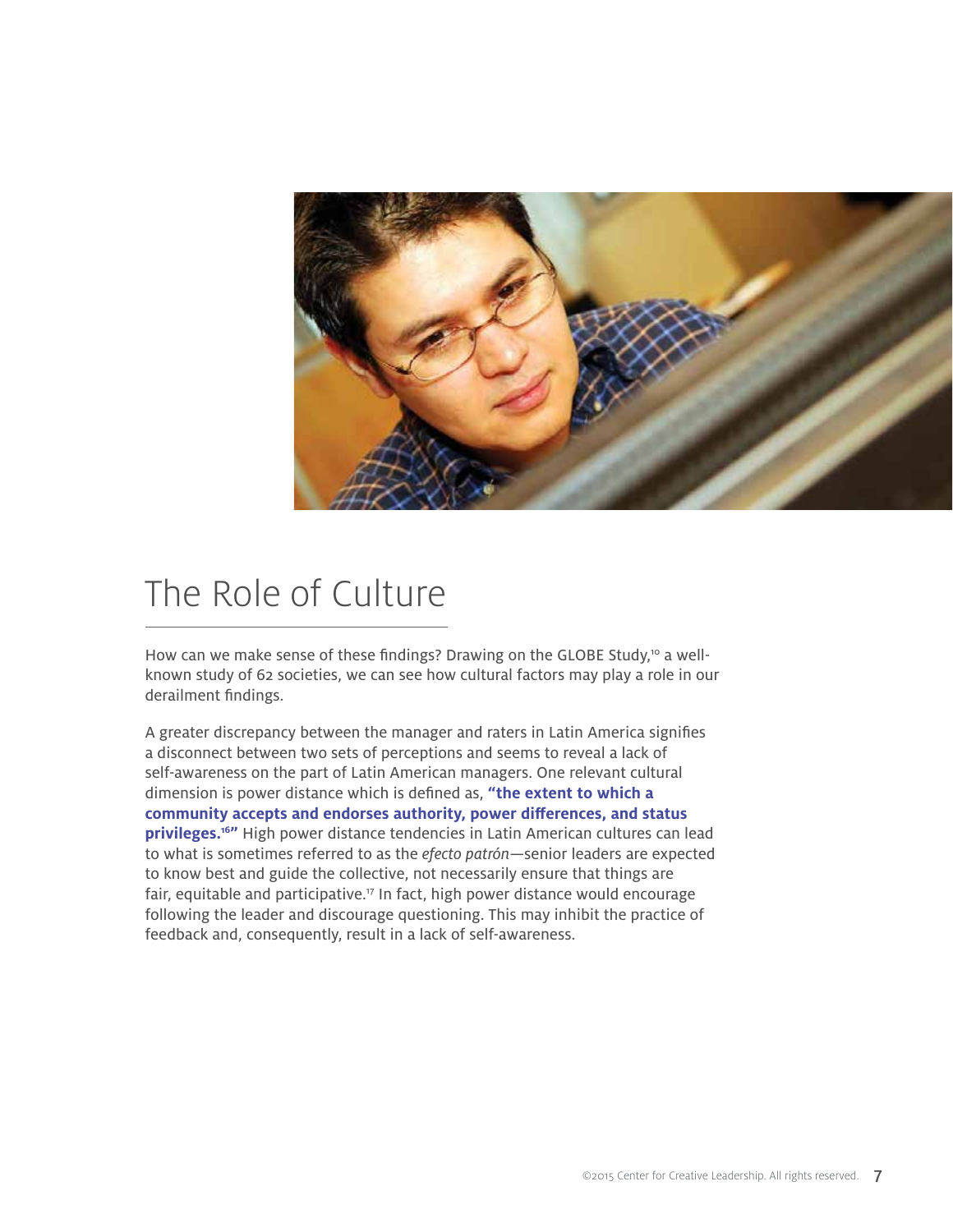# The Role of Culture

How can we make sense of these findings? Drawing on the GLOBE Study,[10] a well-known study of 62 societies, we can see how cultural factors may play a role in our derailment findings.

A greater discrepancy between the manager and raters in Latin America signifies a disconnect between two sets of perceptions and seems to reveal a lack of self-awareness on the part of Latin American managers. One relevant cultural dimension is power distance which is defined as, **"the extent to which a community accepts and endorses authority, power differences, and status privileges.[16]"** High power distance tendencies in Latin American cultures can lead to what is sometimes referred to as the *efecto patrón*—senior leaders are expected to know best and guide the collective, not necessarily ensure that things are fair, equitable and participative.[17] In fact, high power distance would encourage following the leader and discourage questioning. This may inhibit the practice of feedback and, consequently, result in a lack of self-awareness.

©2015 Center for Creative Leadership. All rights reserved.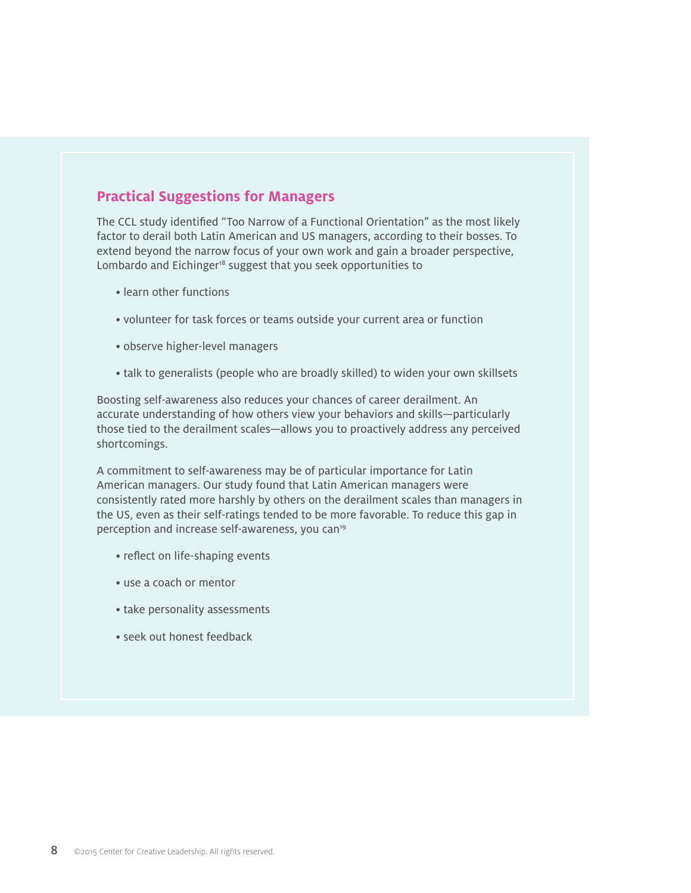## Practical Suggestions for Managers

The CCL study identified "Too Narrow of a Functional Orientation" as the most likely factor to derail both Latin American and US managers, according to their bosses. To extend beyond the narrow focus of your own work and gain a broader perspective, Lombardo and Eichinger[18] suggest that you seek opportunities to

- learn other functions
- volunteer for task forces or teams outside your current area or function
- observe higher-level managers
- talk to generalists (people who are broadly skilled) to widen your own skillsets

Boosting self-awareness also reduces your chances of career derailment. An accurate understanding of how others view your behaviors and skills—particularly those tied to the derailment scales—allows you to proactively address any perceived shortcomings.

A commitment to self-awareness may be of particular importance for Latin American managers. Our study found that Latin American managers were consistently rated more harshly by others on the derailment scales than managers in the US, even as their self-ratings tended to be more favorable. To reduce this gap in perception and increase self-awareness, you can[19]

- reflect on life-shaping events
- use a coach or mentor
- take personality assessments
- seek out honest feedback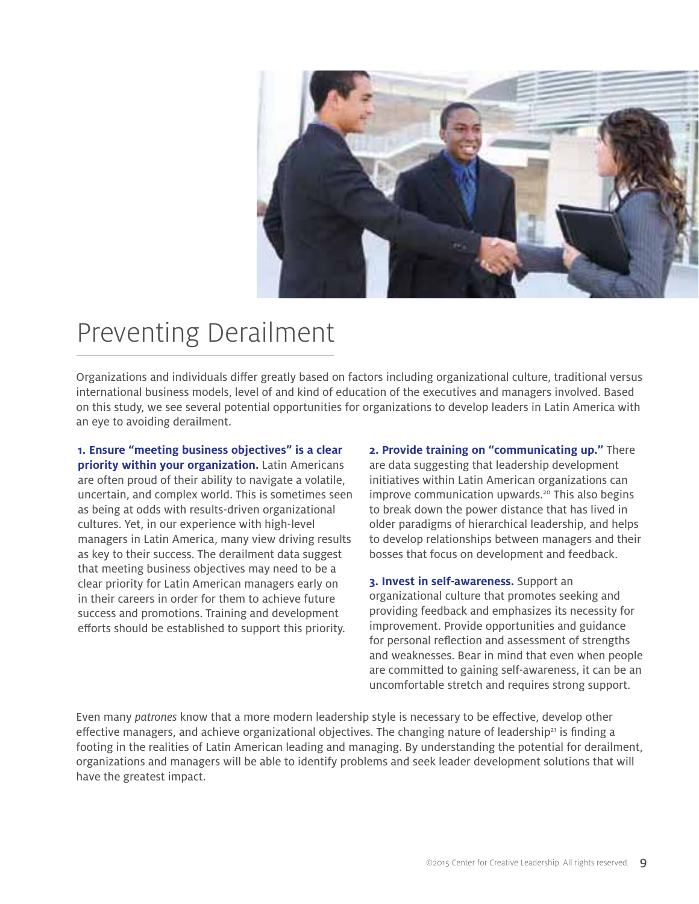# Preventing Derailment

Organizations and individuals differ greatly based on factors including organizational culture, traditional versus international business models, level of and kind of education of the executives and managers involved. Based on this study, we see several potential opportunities for organizations to develop leaders in Latin America with an eye to avoiding derailment.

**1. Ensure "meeting business objectives" is a clear priority within your organization.** Latin Americans are often proud of their ability to navigate a volatile, uncertain, and complex world. This is sometimes seen as being at odds with results-driven organizational cultures. Yet, in our experience with high-level managers in Latin America, many view driving results as key to their success. The derailment data suggest that meeting business objectives may need to be a clear priority for Latin American managers early on in their careers in order for them to achieve future success and promotions. Training and development efforts should be established to support this priority.

**2. Provide training on "communicating up."** There are data suggesting that leadership development initiatives within Latin American organizations can improve communication upwards.[20] This also begins to break down the power distance that has lived in older paradigms of hierarchical leadership, and helps to develop relationships between managers and their bosses that focus on development and feedback.

**3. Invest in self-awareness.** Support an organizational culture that promotes seeking and providing feedback and emphasizes its necessity for improvement. Provide opportunities and guidance for personal reflection and assessment of strengths and weaknesses. Bear in mind that even when people are committed to gaining self-awareness, it can be an uncomfortable stretch and requires strong support.

Even many *patrones* know that a more modern leadership style is necessary to be effective, develop other effective managers, and achieve organizational objectives. The changing nature of leadership[21] is finding a footing in the realities of Latin American leading and managing. By understanding the potential for derailment, organizations and managers will be able to identify problems and seek leader development solutions that will have the greatest impact.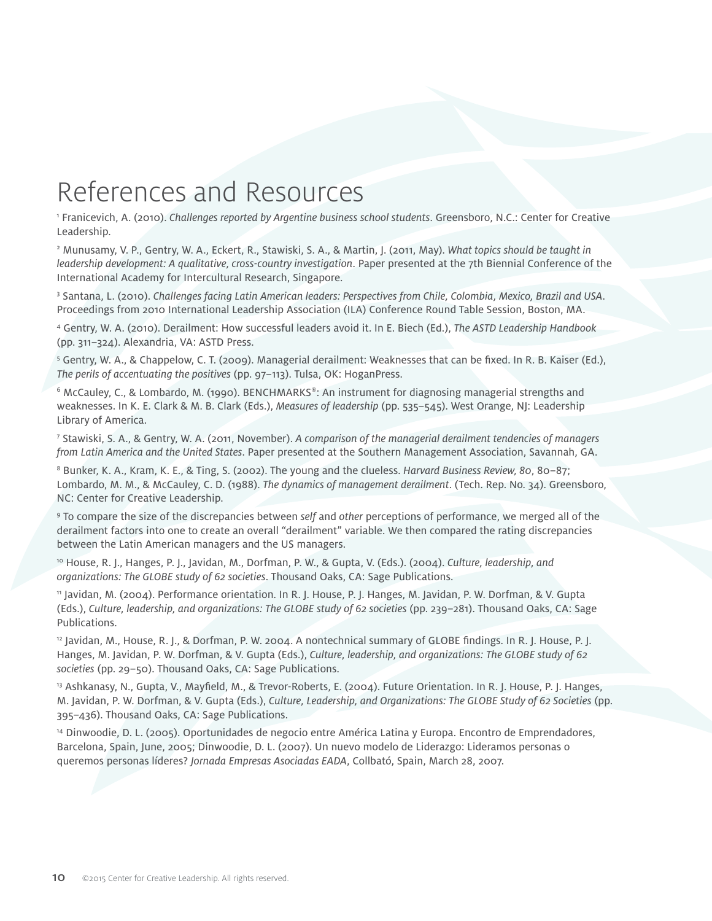# References and Resources

[1] Franicevich, A. (2010). *Challenges reported by Argentine business school students*. Greensboro, N.C.: Center for Creative Leadership.

[2] Munusamy, V. P., Gentry, W. A., Eckert, R., Stawiski, S. A., & Martin, J. (2011, May). *What topics should be taught in leadership development: A qualitative, cross-country investigation*. Paper presented at the 7th Biennial Conference of the International Academy for Intercultural Research, Singapore.

[3] Santana, L. (2010). *Challenges facing Latin American leaders: Perspectives from Chile, Colombia, Mexico, Brazil and USA*. Proceedings from 2010 International Leadership Association (ILA) Conference Round Table Session, Boston, MA.

[4] Gentry, W. A. (2010). Derailment: How successful leaders avoid it. In E. Biech (Ed.), *The ASTD Leadership Handbook* (pp. 311–324). Alexandria, VA: ASTD Press.

[5] Gentry, W. A., & Chappelow, C. T. (2009). Managerial derailment: Weaknesses that can be fixed. In R. B. Kaiser (Ed.), *The perils of accentuating the positives* (pp. 97–113). Tulsa, OK: HoganPress.

[6] McCauley, C., & Lombardo, M. (1990). BENCHMARKS®: An instrument for diagnosing managerial strengths and weaknesses. In K. E. Clark & M. B. Clark (Eds.), *Measures of leadership* (pp. 535–545). West Orange, NJ: Leadership Library of America.

[7] Stawiski, S. A., & Gentry, W. A. (2011, November). *A comparison of the managerial derailment tendencies of managers from Latin America and the United States*. Paper presented at the Southern Management Association, Savannah, GA.

[8] Bunker, K. A., Kram, K. E., & Ting, S. (2002). The young and the clueless. *Harvard Business Review, 80*, 80–87; Lombardo, M. M., & McCauley, C. D. (1988). *The dynamics of management derailment*. (Tech. Rep. No. 34). Greensboro, NC: Center for Creative Leadership.

[9] To compare the size of the discrepancies between *self* and *other* perceptions of performance, we merged all of the derailment factors into one to create an overall "derailment" variable. We then compared the rating discrepancies between the Latin American managers and the US managers.

[10] House, R. J., Hanges, P. J., Javidan, M., Dorfman, P. W., & Gupta, V. (Eds.). (2004). *Culture, leadership, and organizations: The GLOBE study of 62 societies*. Thousand Oaks, CA: Sage Publications.

[11] Javidan, M. (2004). Performance orientation. In R. J. House, P. J. Hanges, M. Javidan, P. W. Dorfman, & V. Gupta (Eds.), *Culture, leadership, and organizations: The GLOBE study of 62 societies* (pp. 239–281). Thousand Oaks, CA: Sage Publications.

[12] Javidan, M., House, R. J., & Dorfman, P. W. 2004. A nontechnical summary of GLOBE findings. In R. J. House, P. J. Hanges, M. Javidan, P. W. Dorfman, & V. Gupta (Eds.), *Culture, leadership, and organizations: The GLOBE study of 62 societies* (pp. 29–50). Thousand Oaks, CA: Sage Publications.

[13] Ashkanasy, N., Gupta, V., Mayfield, M., & Trevor-Roberts, E. (2004). Future Orientation. In R. J. House, P. J. Hanges, M. Javidan, P. W. Dorfman, & V. Gupta (Eds.), *Culture, Leadership, and Organizations: The GLOBE Study of 62 Societies* (pp. 395–436). Thousand Oaks, CA: Sage Publications.

[14] Dinwoodie, D. L. (2005). Oportunidades de negocio entre América Latina y Europa. Encontro de Emprendadores, Barcelona, Spain, June, 2005; Dinwoodie, D. L. (2007). Un nuevo modelo de Liderazgo: Lideramos personas o queremos personas líderes? *Jornada Empresas Asociadas EADA*, Collbató, Spain, March 28, 2007.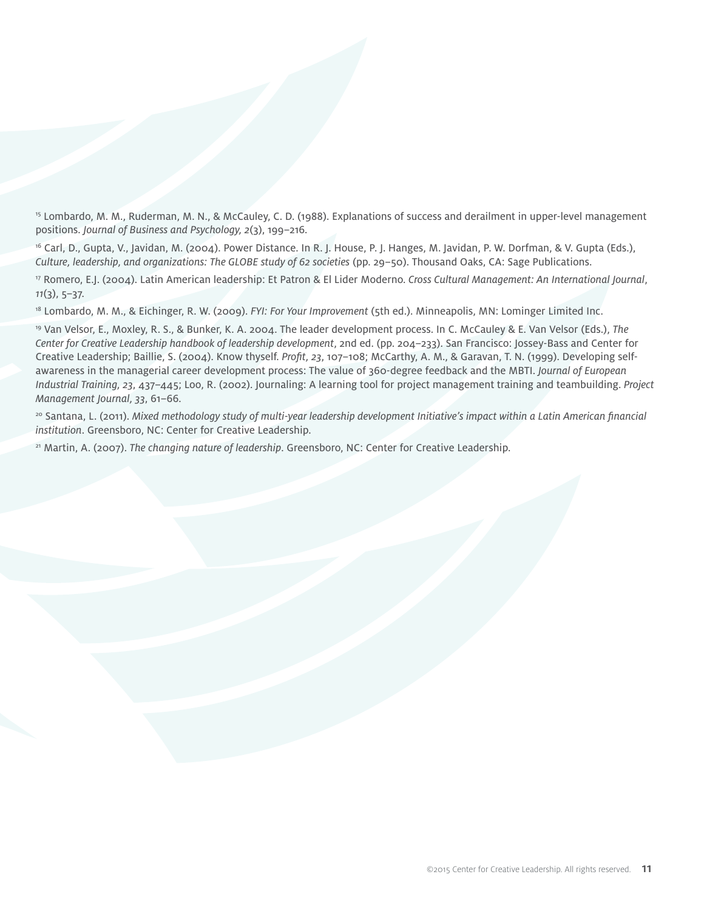[15] Lombardo, M. M., Ruderman, M. N., & McCauley, C. D. (1988). Explanations of success and derailment in upper-level management positions. *Journal of Business and Psychology, 2*(3), 199–216.

[16] Carl, D., Gupta, V., Javidan, M. (2004). Power Distance. In R. J. House, P. J. Hanges, M. Javidan, P. W. Dorfman, & V. Gupta (Eds.), *Culture, leadership, and organizations: The GLOBE study of 62 societies* (pp. 29–50). Thousand Oaks, CA: Sage Publications.

[17] Romero, E.J. (2004). Latin American leadership: Et Patron & El Lider Moderno. *Cross Cultural Management: An International Journal*, *11*(3), 5–37.

[18] Lombardo, M. M., & Eichinger, R. W. (2009). *FYI: For Your Improvement* (5th ed.). Minneapolis, MN: Lominger Limited Inc.

[19] Van Velsor, E., Moxley, R. S., & Bunker, K. A. 2004. The leader development process. In C. McCauley & E. Van Velsor (Eds.), *The Center for Creative Leadership handbook of leadership development*, 2nd ed. (pp. 204–233). San Francisco: Jossey-Bass and Center for Creative Leadership; Baillie, S. (2004). Know thyself. *Profit, 23*, 107–108; McCarthy, A. M., & Garavan, T. N. (1999). Developing self-awareness in the managerial career development process: The value of 360-degree feedback and the MBTI. *Journal of European Industrial Training, 23*, 437–445; Loo, R. (2002). Journaling: A learning tool for project management training and teambuilding. *Project Management Journal, 33*, 61–66.

[20] Santana, L. (2011). *Mixed methodology study of multi-year leadership development Initiative's impact within a Latin American financial institution*. Greensboro, NC: Center for Creative Leadership.

[21] Martin, A. (2007). *The changing nature of leadership*. Greensboro, NC: Center for Creative Leadership.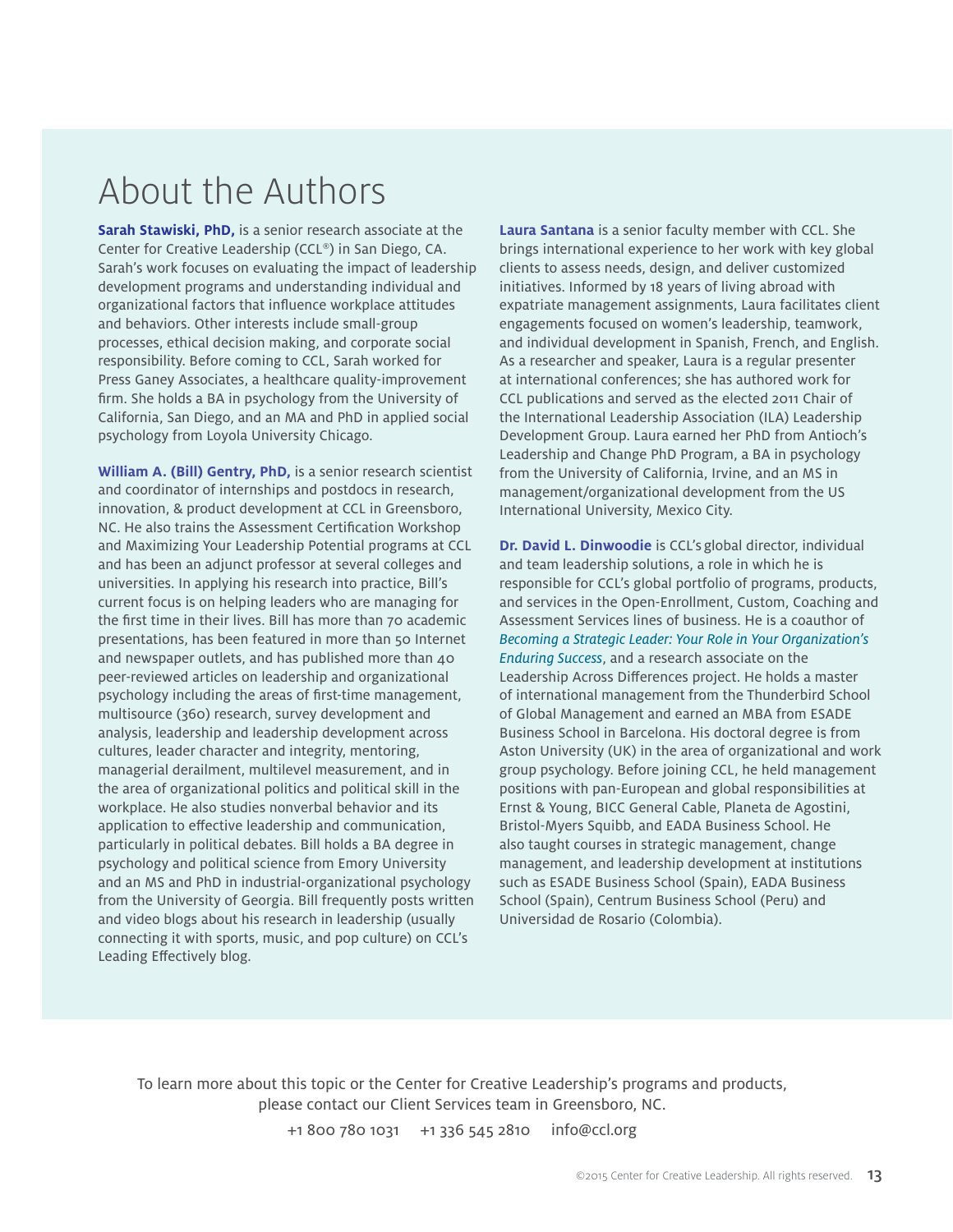# About the Authors

**Sarah Stawiski, PhD,** is a senior research associate at the Center for Creative Leadership (CCL®) in San Diego, CA. Sarah's work focuses on evaluating the impact of leadership development programs and understanding individual and organizational factors that influence workplace attitudes and behaviors. Other interests include small-group processes, ethical decision making, and corporate social responsibility. Before coming to CCL, Sarah worked for Press Ganey Associates, a healthcare quality-improvement firm. She holds a BA in psychology from the University of California, San Diego, and an MA and PhD in applied social psychology from Loyola University Chicago.

**William A. (Bill) Gentry, PhD,** is a senior research scientist and coordinator of internships and postdocs in research, innovation, & product development at CCL in Greensboro, NC. He also trains the Assessment Certification Workshop and Maximizing Your Leadership Potential programs at CCL and has been an adjunct professor at several colleges and universities. In applying his research into practice, Bill's current focus is on helping leaders who are managing for the first time in their lives. Bill has more than 70 academic presentations, has been featured in more than 50 Internet and newspaper outlets, and has published more than 40 peer-reviewed articles on leadership and organizational psychology including the areas of first-time management, multisource (360) research, survey development and analysis, leadership and leadership development across cultures, leader character and integrity, mentoring, managerial derailment, multilevel measurement, and in the area of organizational politics and political skill in the workplace. He also studies nonverbal behavior and its application to effective leadership and communication, particularly in political debates. Bill holds a BA degree in psychology and political science from Emory University and an MS and PhD in industrial-organizational psychology from the University of Georgia. Bill frequently posts written and video blogs about his research in leadership (usually connecting it with sports, music, and pop culture) on CCL's Leading Effectively blog.

**Laura Santana** is a senior faculty member with CCL. She brings international experience to her work with key global clients to assess needs, design, and deliver customized initiatives. Informed by 18 years of living abroad with expatriate management assignments, Laura facilitates client engagements focused on women's leadership, teamwork, and individual development in Spanish, French, and English. As a researcher and speaker, Laura is a regular presenter at international conferences; she has authored work for CCL publications and served as the elected 2011 Chair of the International Leadership Association (ILA) Leadership Development Group. Laura earned her PhD from Antioch's Leadership and Change PhD Program, a BA in psychology from the University of California, Irvine, and an MS in management/organizational development from the US International University, Mexico City.

**Dr. David L. Dinwoodie** is CCL's global director, individual and team leadership solutions, a role in which he is responsible for CCL's global portfolio of programs, products, and services in the Open-Enrollment, Custom, Coaching and Assessment Services lines of business. He is a coauthor of *Becoming a Strategic Leader: Your Role in Your Organization's Enduring Success*, and a research associate on the Leadership Across Differences project. He holds a master of international management from the Thunderbird School of Global Management and earned an MBA from ESADE Business School in Barcelona. His doctoral degree is from Aston University (UK) in the area of organizational and work group psychology. Before joining CCL, he held management positions with pan-European and global responsibilities at Ernst & Young, BICC General Cable, Planeta de Agostini, Bristol-Myers Squibb, and EADA Business School. He also taught courses in strategic management, change management, and leadership development at institutions such as ESADE Business School (Spain), EADA Business School (Spain), Centrum Business School (Peru) and Universidad de Rosario (Colombia).

To learn more about this topic or the Center for Creative Leadership's programs and products, please contact our Client Services team in Greensboro, NC.

+1 800 780 1031 +1 336 545 2810 info@ccl.org

©2015 Center for Creative Leadership. All rights reserved.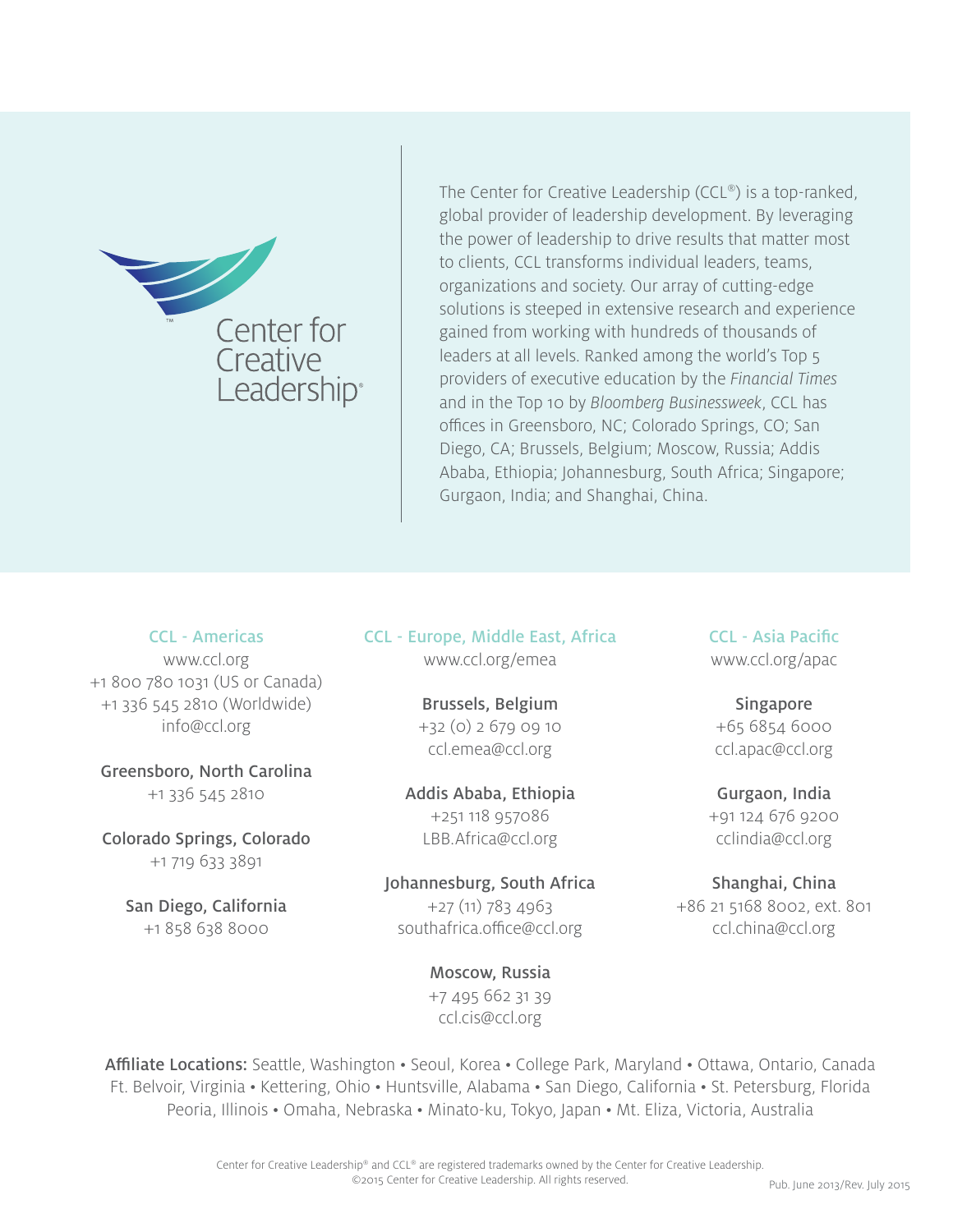Center for Creative Leadership®

The Center for Creative Leadership (CCL®) is a top-ranked, global provider of leadership development. By leveraging the power of leadership to drive results that matter most to clients, CCL transforms individual leaders, teams, organizations and society. Our array of cutting-edge solutions is steeped in extensive research and experience gained from working with hundreds of thousands of leaders at all levels. Ranked among the world's Top 5 providers of executive education by the *Financial Times* and in the Top 10 by *Bloomberg Businessweek*, CCL has offices in Greensboro, NC; Colorado Springs, CO; San Diego, CA; Brussels, Belgium; Moscow, Russia; Addis Ababa, Ethiopia; Johannesburg, South Africa; Singapore; Gurgaon, India; and Shanghai, China.

### CCL - Americas

www.ccl.org
+1 800 780 1031 (US or Canada)
+1 336 545 2810 (Worldwide)
info@ccl.org

**Greensboro, North Carolina**
+1 336 545 2810

**Colorado Springs, Colorado**
+1 719 633 3891

**San Diego, California**
+1 858 638 8000

### CCL - Europe, Middle East, Africa

www.ccl.org/emea

**Brussels, Belgium**
+32 (0) 2 679 09 10
ccl.emea@ccl.org

**Addis Ababa, Ethiopia**
+251 118 957086
LBB.Africa@ccl.org

**Johannesburg, South Africa**
+27 (11) 783 4963
southafrica.office@ccl.org

**Moscow, Russia**
+7 495 662 31 39
ccl.cis@ccl.org

### CCL - Asia Pacific

www.ccl.org/apac

**Singapore**
+65 6854 6000
ccl.apac@ccl.org

**Gurgaon, India**
+91 124 676 9200
cclindia@ccl.org

**Shanghai, China**
+86 21 5168 8002, ext. 801
ccl.china@ccl.org

**Affiliate Locations:** Seattle, Washington • Seoul, Korea • College Park, Maryland • Ottawa, Ontario, Canada
Ft. Belvoir, Virginia • Kettering, Ohio • Huntsville, Alabama • San Diego, California • St. Petersburg, Florida
Peoria, Illinois • Omaha, Nebraska • Minato-ku, Tokyo, Japan • Mt. Eliza, Victoria, Australia

Center for Creative Leadership® and CCL® are registered trademarks owned by the Center for Creative Leadership.
©2015 Center for Creative Leadership. All rights reserved.

Pub. June 2013/Rev. July 2015